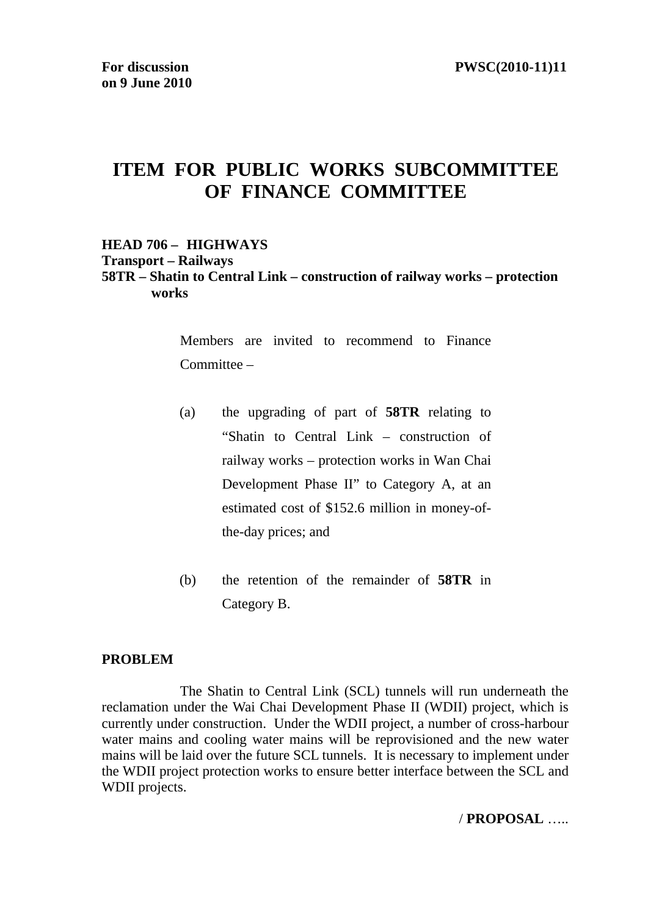**For discussion on 9 June 2010**

**PWSC(2010-11)11**

# ITEM FOR PUBLIC WORKS SUBCOMMITTEE OF FINANCE COMMITTEE

**HEAD 706 – HIGHWAYS**
**Transport – Railways**
**58TR – Shatin to Central Link – construction of railway works – protection works**

Members are invited to recommend to Finance Committee –

(a) the upgrading of part of **58TR** relating to "Shatin to Central Link – construction of railway works – protection works in Wan Chai Development Phase II" to Category A, at an estimated cost of $152.6 million in money-of-the-day prices; and

(b) the retention of the remainder of **58TR** in Category B.

**PROBLEM**

The Shatin to Central Link (SCL) tunnels will run underneath the reclamation under the Wai Chai Development Phase II (WDII) project, which is currently under construction. Under the WDII project, a number of cross-harbour water mains and cooling water mains will be reprovisioned and the new water mains will be laid over the future SCL tunnels. It is necessary to implement under the WDII project protection works to ensure better interface between the SCL and WDII projects.

/ **PROPOSAL** …..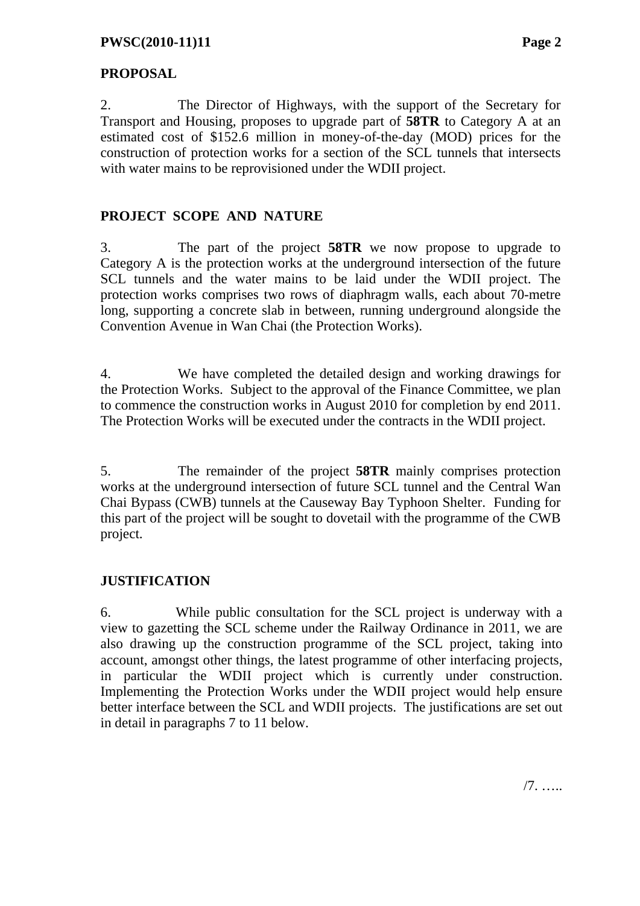## PROPOSAL

2. The Director of Highways, with the support of the Secretary for Transport and Housing, proposes to upgrade part of **58TR** to Category A at an estimated cost of $152.6 million in money-of-the-day (MOD) prices for the construction of protection works for a section of the SCL tunnels that intersects with water mains to be reprovisioned under the WDII project.

## PROJECT SCOPE AND NATURE

3. The part of the project **58TR** we now propose to upgrade to Category A is the protection works at the underground intersection of the future SCL tunnels and the water mains to be laid under the WDII project. The protection works comprises two rows of diaphragm walls, each about 70-metre long, supporting a concrete slab in between, running underground alongside the Convention Avenue in Wan Chai (the Protection Works).

4. We have completed the detailed design and working drawings for the Protection Works. Subject to the approval of the Finance Committee, we plan to commence the construction works in August 2010 for completion by end 2011. The Protection Works will be executed under the contracts in the WDII project.

5. The remainder of the project **58TR** mainly comprises protection works at the underground intersection of future SCL tunnel and the Central Wan Chai Bypass (CWB) tunnels at the Causeway Bay Typhoon Shelter. Funding for this part of the project will be sought to dovetail with the programme of the CWB project.

## JUSTIFICATION

6. While public consultation for the SCL project is underway with a view to gazetting the SCL scheme under the Railway Ordinance in 2011, we are also drawing up the construction programme of the SCL project, taking into account, amongst other things, the latest programme of other interfacing projects, in particular the WDII project which is currently under construction. Implementing the Protection Works under the WDII project would help ensure better interface between the SCL and WDII projects. The justifications are set out in detail in paragraphs 7 to 11 below.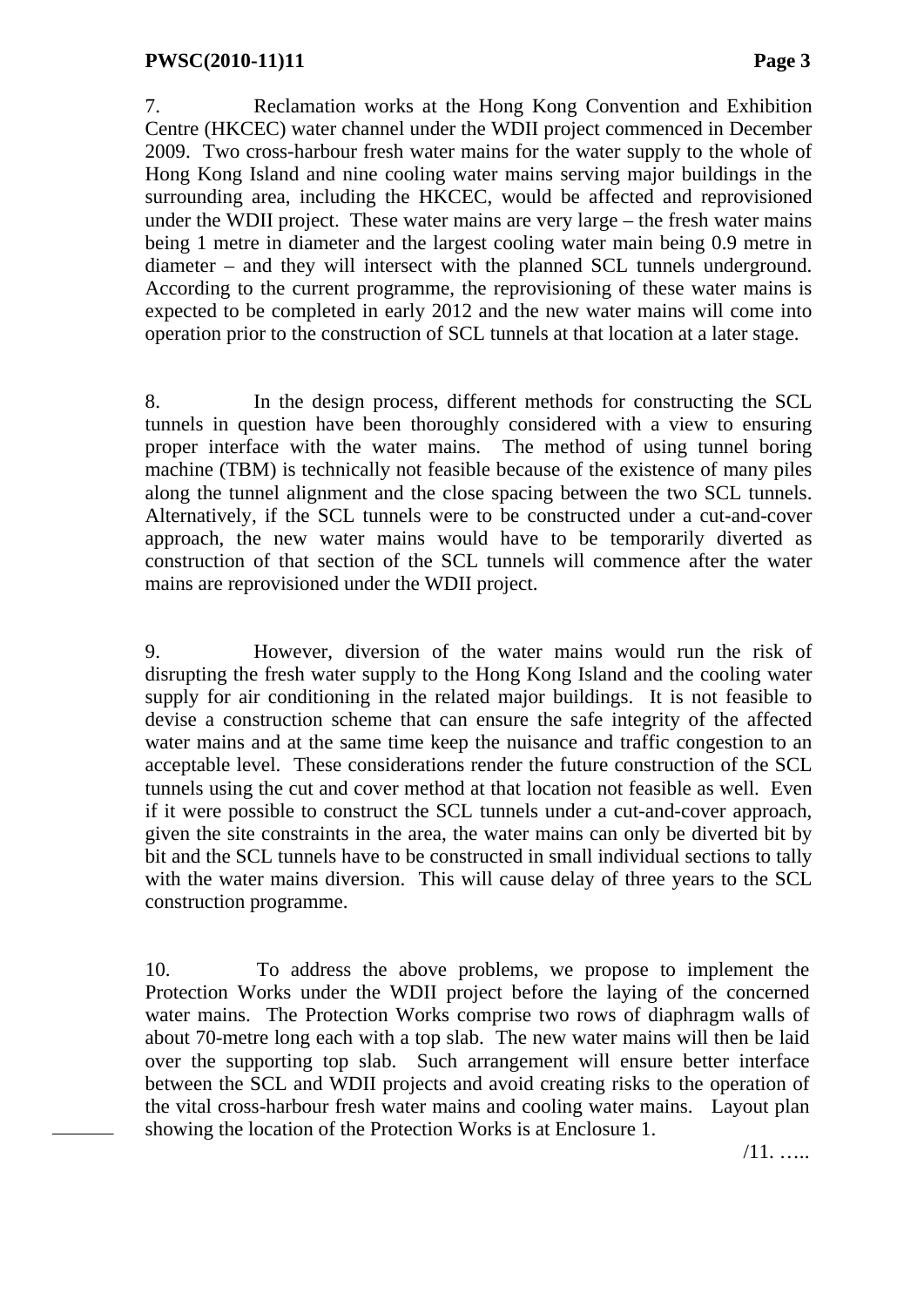7. Reclamation works at the Hong Kong Convention and Exhibition Centre (HKCEC) water channel under the WDII project commenced in December 2009. Two cross-harbour fresh water mains for the water supply to the whole of Hong Kong Island and nine cooling water mains serving major buildings in the surrounding area, including the HKCEC, would be affected and reprovisioned under the WDII project. These water mains are very large – the fresh water mains being 1 metre in diameter and the largest cooling water main being 0.9 metre in diameter – and they will intersect with the planned SCL tunnels underground. According to the current programme, the reprovisioning of these water mains is expected to be completed in early 2012 and the new water mains will come into operation prior to the construction of SCL tunnels at that location at a later stage.

8. In the design process, different methods for constructing the SCL tunnels in question have been thoroughly considered with a view to ensuring proper interface with the water mains. The method of using tunnel boring machine (TBM) is technically not feasible because of the existence of many piles along the tunnel alignment and the close spacing between the two SCL tunnels. Alternatively, if the SCL tunnels were to be constructed under a cut-and-cover approach, the new water mains would have to be temporarily diverted as construction of that section of the SCL tunnels will commence after the water mains are reprovisioned under the WDII project.

9. However, diversion of the water mains would run the risk of disrupting the fresh water supply to the Hong Kong Island and the cooling water supply for air conditioning in the related major buildings. It is not feasible to devise a construction scheme that can ensure the safe integrity of the affected water mains and at the same time keep the nuisance and traffic congestion to an acceptable level. These considerations render the future construction of the SCL tunnels using the cut and cover method at that location not feasible as well. Even if it were possible to construct the SCL tunnels under a cut-and-cover approach, given the site constraints in the area, the water mains can only be diverted bit by bit and the SCL tunnels have to be constructed in small individual sections to tally with the water mains diversion. This will cause delay of three years to the SCL construction programme.

10. To address the above problems, we propose to implement the Protection Works under the WDII project before the laying of the concerned water mains. The Protection Works comprise two rows of diaphragm walls of about 70-metre long each with a top slab. The new water mains will then be laid over the supporting top slab. Such arrangement will ensure better interface between the SCL and WDII projects and avoid creating risks to the operation of the vital cross-harbour fresh water mains and cooling water mains. Layout plan showing the location of the Protection Works is at Enclosure 1.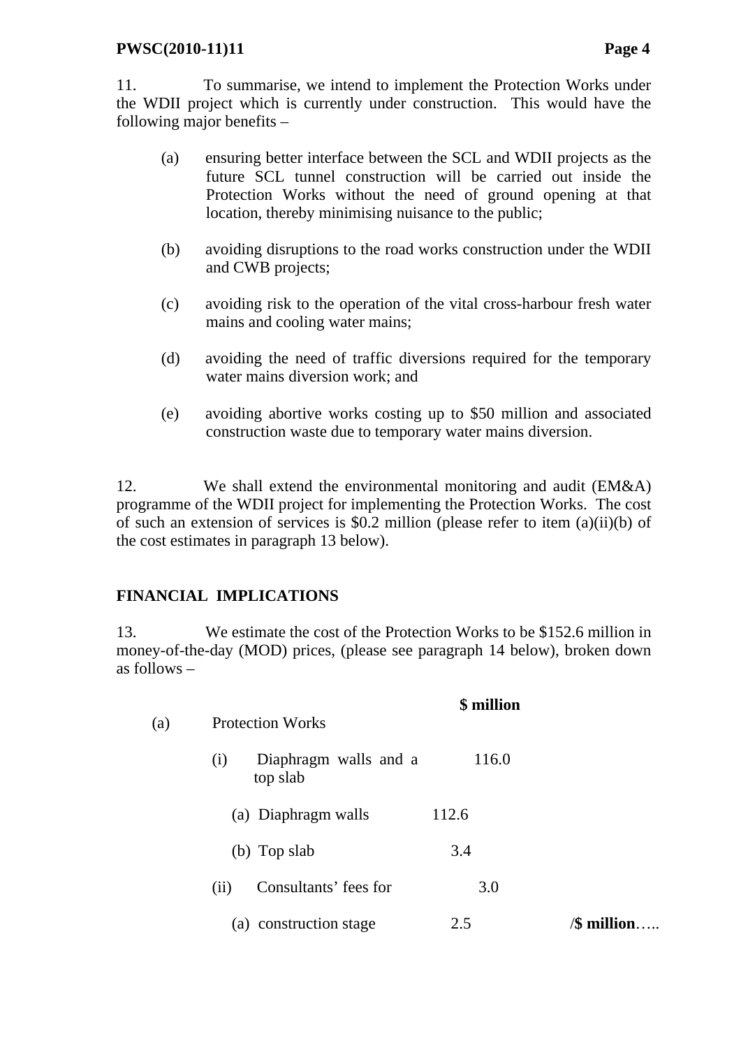11. To summarise, we intend to implement the Protection Works under the WDII project which is currently under construction. This would have the following major benefits –

(a) ensuring better interface between the SCL and WDII projects as the future SCL tunnel construction will be carried out inside the Protection Works without the need of ground opening at that location, thereby minimising nuisance to the public;

(b) avoiding disruptions to the road works construction under the WDII and CWB projects;

(c) avoiding risk to the operation of the vital cross-harbour fresh water mains and cooling water mains;

(d) avoiding the need of traffic diversions required for the temporary water mains diversion work; and

(e) avoiding abortive works costing up to $50 million and associated construction waste due to temporary water mains diversion.

12. We shall extend the environmental monitoring and audit (EM&A) programme of the WDII project for implementing the Protection Works. The cost of such an extension of services is $0.2 million (please refer to item (a)(ii)(b) of the cost estimates in paragraph 13 below).

## FINANCIAL IMPLICATIONS

13. We estimate the cost of the Protection Works to be $152.6 million in money-of-the-day (MOD) prices, (please see paragraph 14 below), broken down as follows –

| | | | $ million |
|---|---|---|---|
| (a) | Protection Works | | |
| | (i) Diaphragm walls and a top slab | | 116.0 |
| | (a) Diaphragm walls | 112.6 | |
| | (b) Top slab | 3.4 | |
| | (ii) Consultants' fees for | | 3.0 |
| | (a) construction stage | 2.5 | |

/$ million…..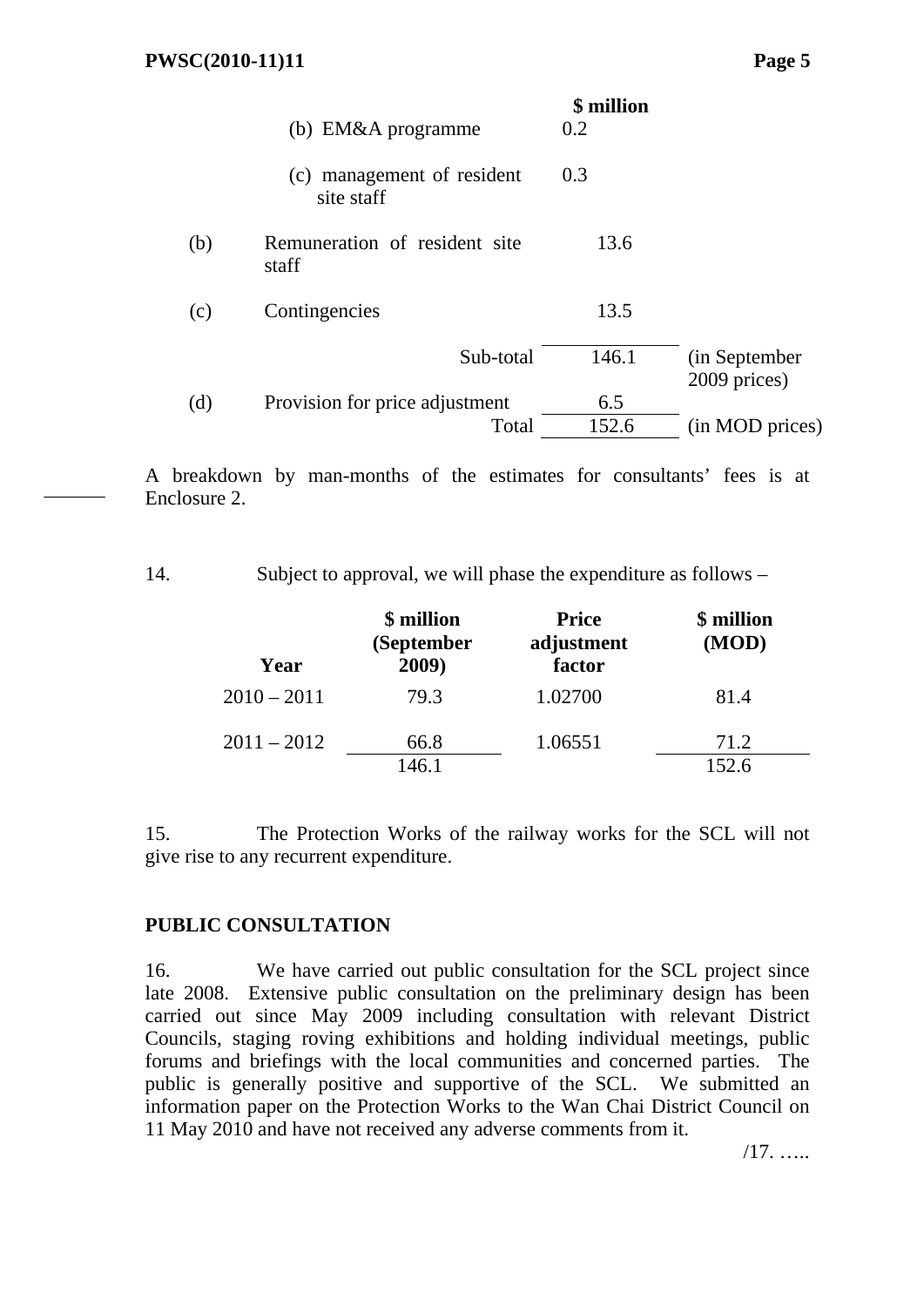| | | $ million | |
|---|---|---|---|
| | (b) EM&A programme | 0.2 | |
| | (c) management of resident site staff | 0.3 | |
| (b) | Remuneration of resident site staff | 13.6 | |
| (c) | Contingencies | 13.5 | |
| | Sub-total | 146.1 | (in September 2009 prices) |
| (d) | Provision for price adjustment | 6.5 | |
| | Total | 152.6 | (in MOD prices) |

A breakdown by man-months of the estimates for consultants' fees is at Enclosure 2.

14. Subject to approval, we will phase the expenditure as follows –

| Year | $ million (September 2009) | Price adjustment factor | $ million (MOD) |
|---|---|---|---|
| 2010 – 2011 | 79.3 | 1.02700 | 81.4 |
| 2011 – 2012 | 66.8 | 1.06551 | 71.2 |
| | 146.1 | | 152.6 |

15. The Protection Works of the railway works for the SCL will not give rise to any recurrent expenditure.

## PUBLIC CONSULTATION

16. We have carried out public consultation for the SCL project since late 2008. Extensive public consultation on the preliminary design has been carried out since May 2009 including consultation with relevant District Councils, staging roving exhibitions and holding individual meetings, public forums and briefings with the local communities and concerned parties. The public is generally positive and supportive of the SCL. We submitted an information paper on the Protection Works to the Wan Chai District Council on 11 May 2010 and have not received any adverse comments from it.

/17. …..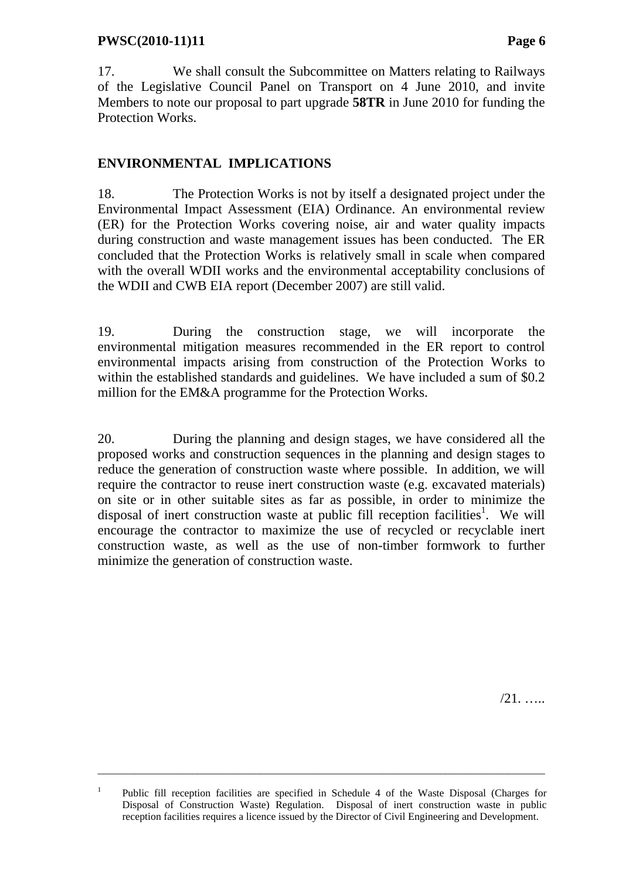17. We shall consult the Subcommittee on Matters relating to Railways of the Legislative Council Panel on Transport on 4 June 2010, and invite Members to note our proposal to part upgrade **58TR** in June 2010 for funding the Protection Works.

## ENVIRONMENTAL IMPLICATIONS

18. The Protection Works is not by itself a designated project under the Environmental Impact Assessment (EIA) Ordinance. An environmental review (ER) for the Protection Works covering noise, air and water quality impacts during construction and waste management issues has been conducted. The ER concluded that the Protection Works is relatively small in scale when compared with the overall WDII works and the environmental acceptability conclusions of the WDII and CWB EIA report (December 2007) are still valid.

19. During the construction stage, we will incorporate the environmental mitigation measures recommended in the ER report to control environmental impacts arising from construction of the Protection Works to within the established standards and guidelines. We have included a sum of $0.2 million for the EM&A programme for the Protection Works.

20. During the planning and design stages, we have considered all the proposed works and construction sequences in the planning and design stages to reduce the generation of construction waste where possible. In addition, we will require the contractor to reuse inert construction waste (e.g. excavated materials) on site or in other suitable sites as far as possible, in order to minimize the disposal of inert construction waste at public fill reception facilities[1]. We will encourage the contractor to maximize the use of recycled or recyclable inert construction waste, as well as the use of non-timber formwork to further minimize the generation of construction waste.

/21. …..

---

[1] Public fill reception facilities are specified in Schedule 4 of the Waste Disposal (Charges for Disposal of Construction Waste) Regulation. Disposal of inert construction waste in public reception facilities requires a licence issued by the Director of Civil Engineering and Development.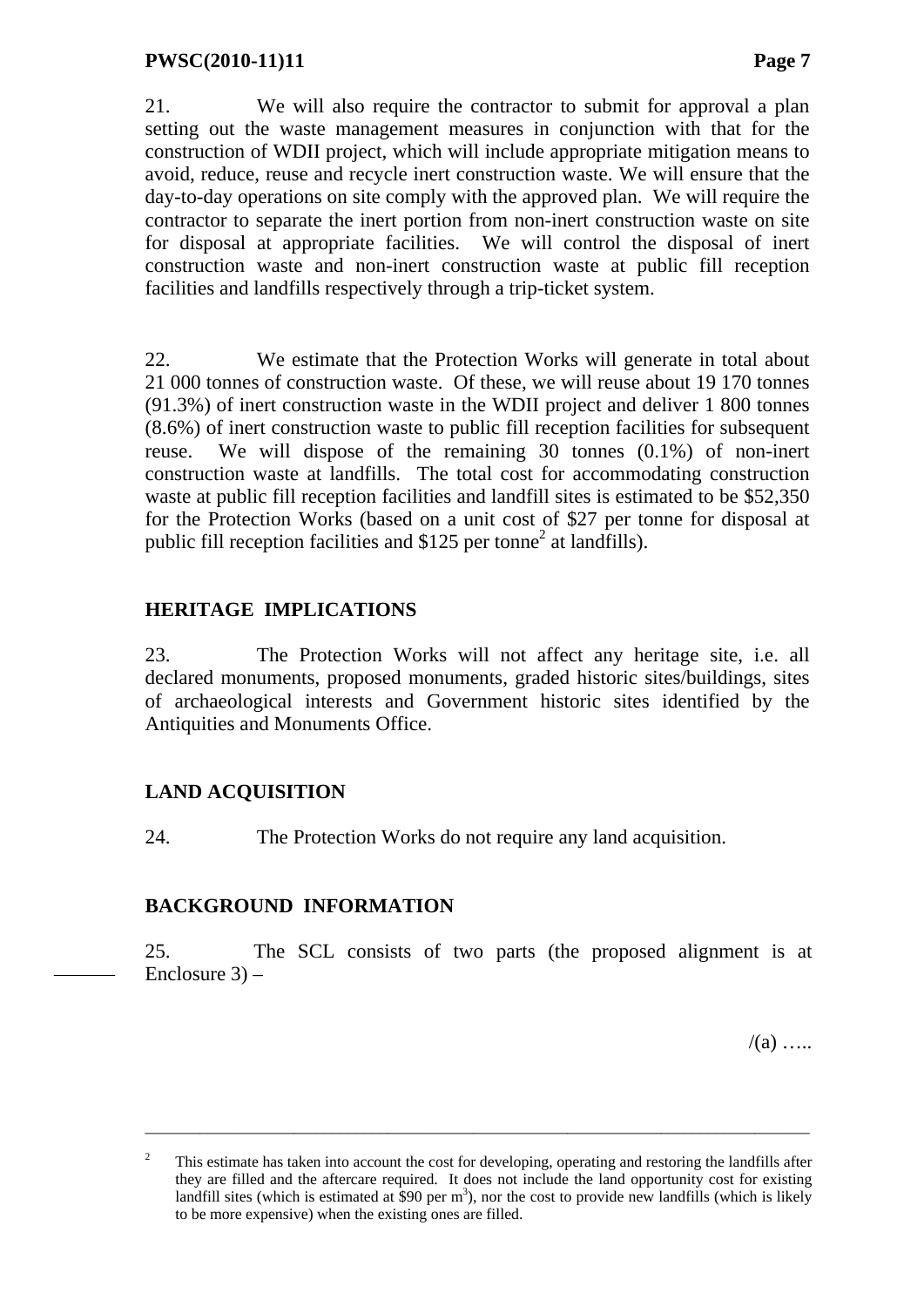21. We will also require the contractor to submit for approval a plan setting out the waste management measures in conjunction with that for the construction of WDII project, which will include appropriate mitigation means to avoid, reduce, reuse and recycle inert construction waste. We will ensure that the day-to-day operations on site comply with the approved plan. We will require the contractor to separate the inert portion from non-inert construction waste on site for disposal at appropriate facilities. We will control the disposal of inert construction waste and non-inert construction waste at public fill reception facilities and landfills respectively through a trip-ticket system.

22. We estimate that the Protection Works will generate in total about 21 000 tonnes of construction waste. Of these, we will reuse about 19 170 tonnes (91.3%) of inert construction waste in the WDII project and deliver 1 800 tonnes (8.6%) of inert construction waste to public fill reception facilities for subsequent reuse. We will dispose of the remaining 30 tonnes (0.1%) of non-inert construction waste at landfills. The total cost for accommodating construction waste at public fill reception facilities and landfill sites is estimated to be $52,350 for the Protection Works (based on a unit cost of $27 per tonne for disposal at public fill reception facilities and $125 per tonne[2] at landfills).

## HERITAGE IMPLICATIONS

23. The Protection Works will not affect any heritage site, i.e. all declared monuments, proposed monuments, graded historic sites/buildings, sites of archaeological interests and Government historic sites identified by the Antiquities and Monuments Office.

## LAND ACQUISITION

24. The Protection Works do not require any land acquisition.

## BACKGROUND INFORMATION

25. The SCL consists of two parts (the proposed alignment is at Enclosure 3) –

/(a) …..

---

[2] This estimate has taken into account the cost for developing, operating and restoring the landfills after they are filled and the aftercare required. It does not include the land opportunity cost for existing landfill sites (which is estimated at $90 per $m^3$), nor the cost to provide new landfills (which is likely to be more expensive) when the existing ones are filled.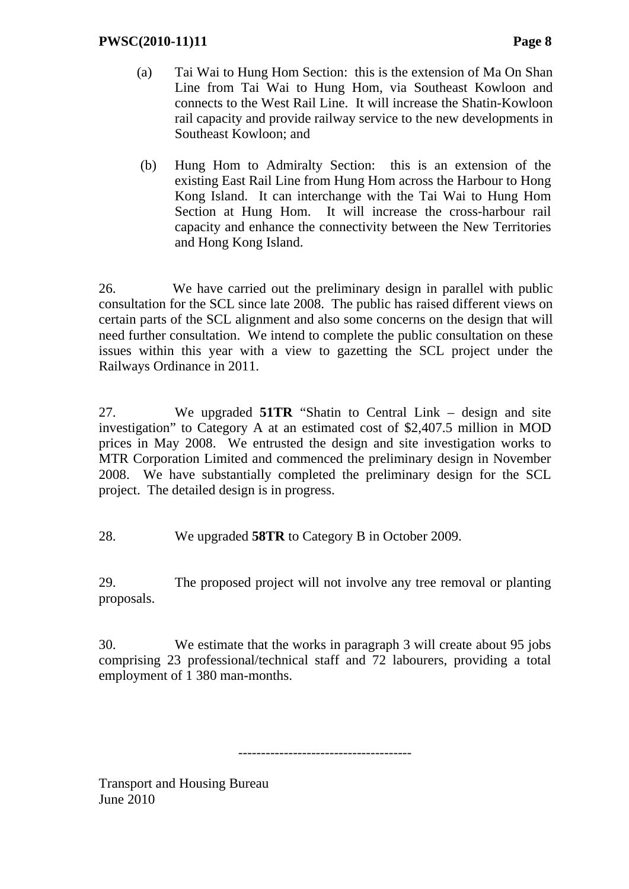(a) Tai Wai to Hung Hom Section: this is the extension of Ma On Shan Line from Tai Wai to Hung Hom, via Southeast Kowloon and connects to the West Rail Line. It will increase the Shatin-Kowloon rail capacity and provide railway service to the new developments in Southeast Kowloon; and

(b) Hung Hom to Admiralty Section: this is an extension of the existing East Rail Line from Hung Hom across the Harbour to Hong Kong Island. It can interchange with the Tai Wai to Hung Hom Section at Hung Hom. It will increase the cross-harbour rail capacity and enhance the connectivity between the New Territories and Hong Kong Island.

26. We have carried out the preliminary design in parallel with public consultation for the SCL since late 2008. The public has raised different views on certain parts of the SCL alignment and also some concerns on the design that will need further consultation. We intend to complete the public consultation on these issues within this year with a view to gazetting the SCL project under the Railways Ordinance in 2011.

27. We upgraded **51TR** "Shatin to Central Link – design and site investigation" to Category A at an estimated cost of $2,407.5 million in MOD prices in May 2008. We entrusted the design and site investigation works to MTR Corporation Limited and commenced the preliminary design in November 2008. We have substantially completed the preliminary design for the SCL project. The detailed design is in progress.

28. We upgraded **58TR** to Category B in October 2009.

29. The proposed project will not involve any tree removal or planting proposals.

30. We estimate that the works in paragraph 3 will create about 95 jobs comprising 23 professional/technical staff and 72 labourers, providing a total employment of 1 380 man-months.

-------------------------------------

Transport and Housing Bureau
June 2010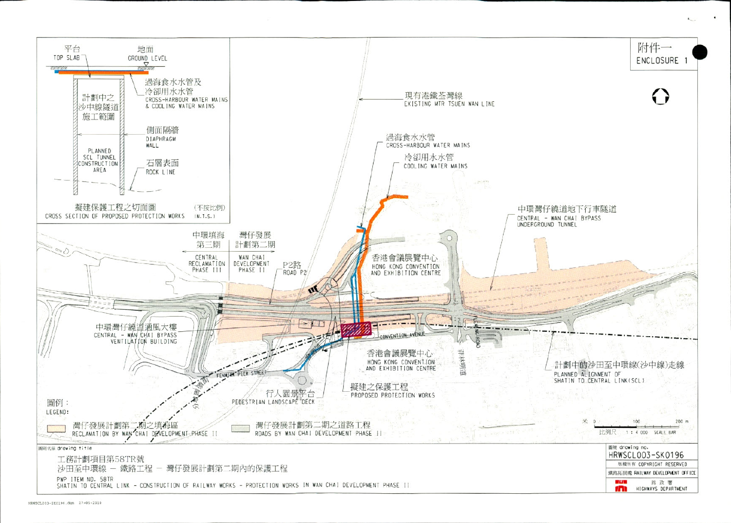附件一
ENCLOSURE 1

擬建保護工程之切面圖 (不按比例)
CROSS SECTION OF PROPOSED PROTECTION WORKS (N.T.S.)

平台
TOP SLAB

地面
GROUND LEVEL

過海食水水管及冷卻用水水管
CROSS-HARBOUR WATER MAINS & COOLING WATER MAINS

計劃中之沙中線隧道施工範圍
PLANNED SCL TUNNEL CONSTRUCTION AREA

側面隔牆
DIAPHRAGM WALL

石層表面
ROCK LINE

現有港鐵荃灣線
EXISTING MTR TSUEN WAN LINE

過海食水水管
CROSS-HARBOUR WATER MAINS

冷卻用水水管
COOLING WATER MAINS

中環灣仔繞道地下行車隧道
CENTRAL - WAN CHAI BYPASS UNDERGROUND TUNNEL

中環填海第三期
CENTRAL RECLAMATION PHASE III

灣仔發展計劃第二期
WAN CHAI DEVELOPMENT PHASE II

P2路
ROAD P2

香港會議展覽中心
HONG KONG CONVENTION AND EXHIBITION CENTRE

中環灣仔繞道通風大樓
CENTRAL - WAN CHAI BYPASS VENTILATION BUILDING

CONVENTION AVENUE

FLEMING ROAD

菲林明道

FENWICK PIER STREET

分域碼頭街

香港會議展覽中心
HONG KONG CONVENTION AND EXHIBITION CENTRE

計劃中的沙田至中環線(沙中線)走線
PLANNED ALIGNMENT OF SHATIN TO CENTRAL LINK (SCL)

擬建之保護工程
PROPOSED PROTECTION WORKS

行人園景平台
PEDESTRIAN LANDSCAPE DECK

圖例：
LEGEND:

灣仔發展計劃第二期之填海區
RECLAMATION BY WAN CHAI DEVELOPMENT PHASE II

灣仔發展計劃第二期之道路工程
ROADS BY WAN CHAI DEVELOPMENT PHASE II

米 0 100 200 m

比例尺 1 : 4 000 SCALE BAR

圖則名稱 drawing title

工務計劃項目第58TR號
沙田至中環線 － 鐵路工程 － 灣仔發展計劃第二期內的保護工程

PWP ITEM NO. 58TR
SHATIN TO CENTRAL LINK - CONSTRUCTION OF RAILWAY WORKS - PROTECTION WORKS IN WAN CHAI DEVELOPMENT PHASE II

圖號 drawing no.
HRWSCL003-SK0196

版權所有 COPYRIGHT RESERVED

鐵路拓展處 RAILWAY DEVELOPMENT OFFICE

路政署
HIGHWAYS DEPARTMENT

HRWSCL003-SK0196.dgn 27-05-2010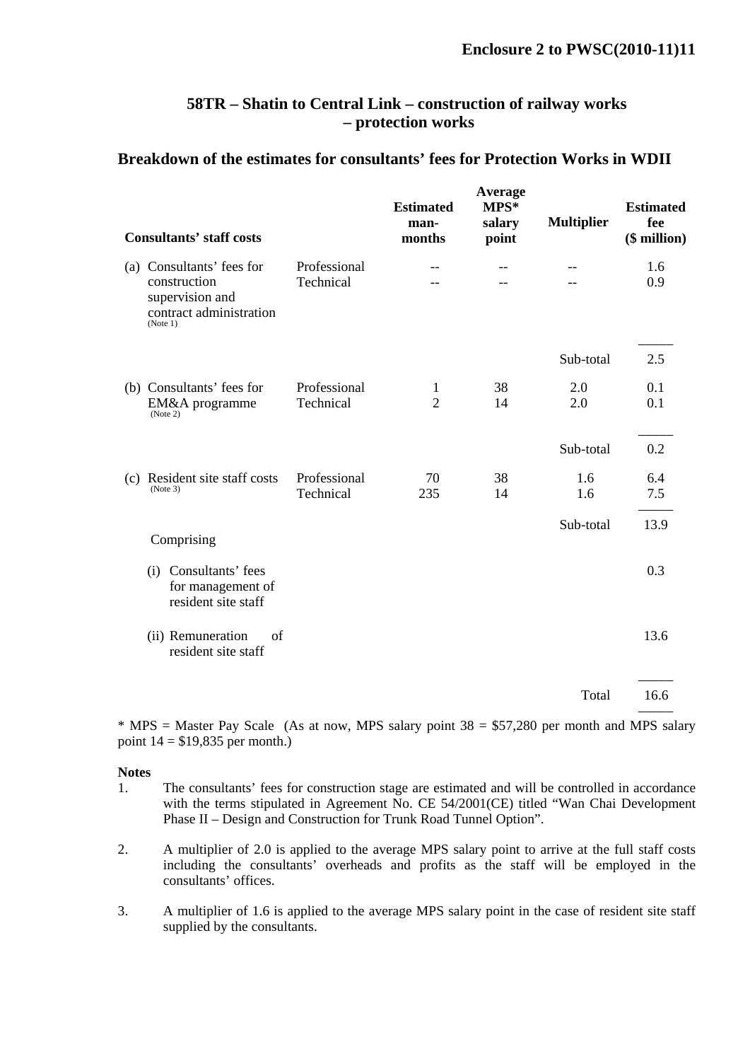**Enclosure 2 to PWSC(2010-11)11**

## 58TR – Shatin to Central Link – construction of railway works – protection works

### Breakdown of the estimates for consultants' fees for Protection Works in WDII

| Consultants' staff costs | | Estimated man-months | Average MPS* salary point | Multiplier | Estimated fee ($ million) |
|---|---|---|---|---|---|
| (a) Consultants' fees for construction supervision and contract administration (Note 1) | Professional | -- | -- | -- | 1.6 |
| | Technical | -- | -- | -- | 0.9 |
| | | | | Sub-total | 2.5 |
| (b) Consultants' fees for EM&A programme (Note 2) | Professional | 1 | 38 | 2.0 | 0.1 |
| | Technical | 2 | 14 | 2.0 | 0.1 |
| | | | | Sub-total | 0.2 |
| (c) Resident site staff costs (Note 3) | Professional | 70 | 38 | 1.6 | 6.4 |
| | Technical | 235 | 14 | 1.6 | 7.5 |
| | | | | Sub-total | 13.9 |
| Comprising | | | | | |
| (i) Consultants' fees for management of resident site staff | | | | | 0.3 |
| (ii) Remuneration of resident site staff | | | | | 13.6 |
| | | | | Total | 16.6 |

\* MPS = Master Pay Scale (As at now, MPS salary point 38 = $57,280 per month and MPS salary point 14 = $19,835 per month.)

**Notes**

1. The consultants' fees for construction stage are estimated and will be controlled in accordance with the terms stipulated in Agreement No. CE 54/2001(CE) titled "Wan Chai Development Phase II – Design and Construction for Trunk Road Tunnel Option".

2. A multiplier of 2.0 is applied to the average MPS salary point to arrive at the full staff costs including the consultants' overheads and profits as the staff will be employed in the consultants' offices.

3. A multiplier of 1.6 is applied to the average MPS salary point in the case of resident site staff supplied by the consultants.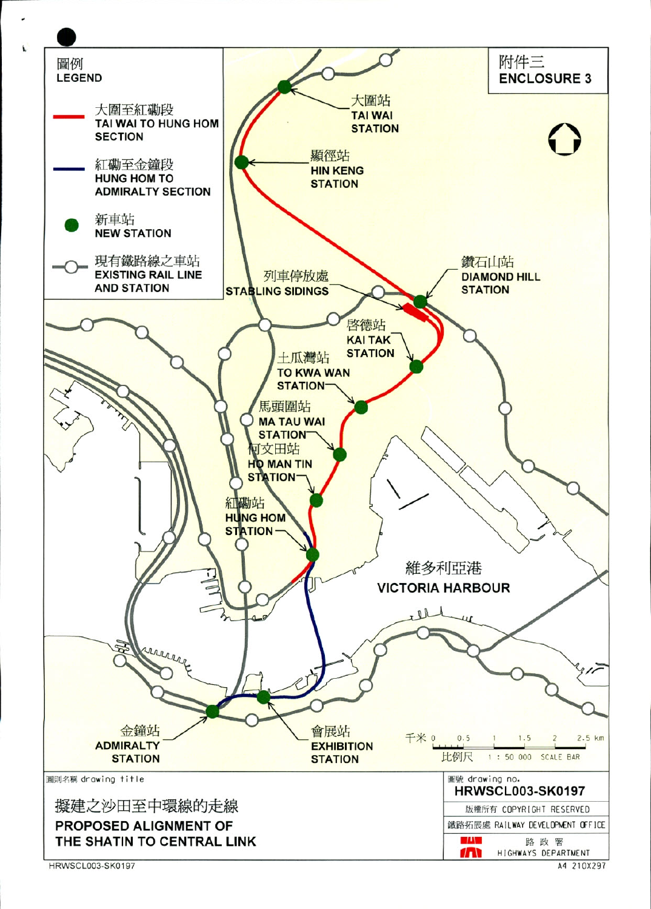附件三
ENCLOSURE 3

圖例
LEGEND

大圍至紅磡段
TAI WAI TO HUNG HOM SECTION

紅磡至金鐘段
HUNG HOM TO ADMIRALTY SECTION

新車站
NEW STATION

現有鐵路線之車站
EXISTING RAIL LINE AND STATION

大圍站
TAI WAI STATION

顯徑站
HIN KENG STATION

列車停放處
STABLING SIDINGS

鑽石山站
DIAMOND HILL STATION

啓德站
KAI TAK STATION

土瓜灣站
TO KWA WAN STATION

馬頭圍站
MA TAU WAI STATION

何文田站
HO MAN TIN STATION

紅磡站
HUNG HOM STATION

維多利亞港
VICTORIA HARBOUR

金鐘站
ADMIRALTY STATION

會展站
EXHIBITION STATION

千米 0 0.5 1 1.5 2 2.5 km

比例尺 1 : 50 000 SCALE BAR

圖則名稱 drawing title

擬建之沙田至中環線的走線

PROPOSED ALIGNMENT OF THE SHATIN TO CENTRAL LINK

圖號 drawing no.
HRWSCL003-SK0197

版權所有 COPYRIGHT RESERVED

鐵路拓展處 RAILWAY DEVELOPMENT OFFICE

路政署
HIGHWAYS DEPARTMENT

HRWSCL003-SK0197

A4 210X297